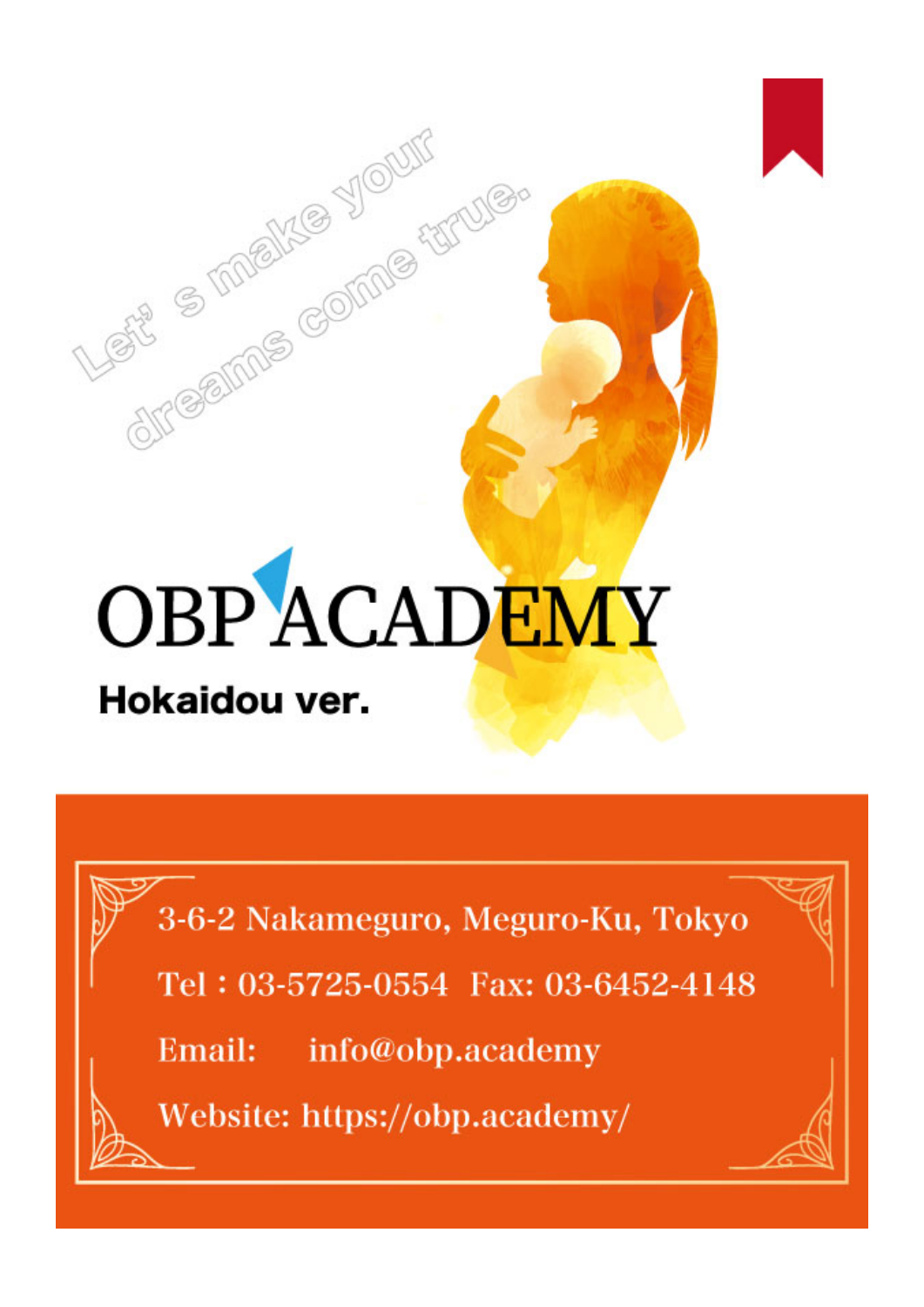Let' s make your dreams come true.

# OBP ACADEMY

**Hokaidou ver.**

3-6-2 Nakameguro, Meguro-Ku, Tokyo

Tel : 03-5725-0554 Fax: 03-6452-4148

Email: info@obp.academy

Website: https://obp.academy/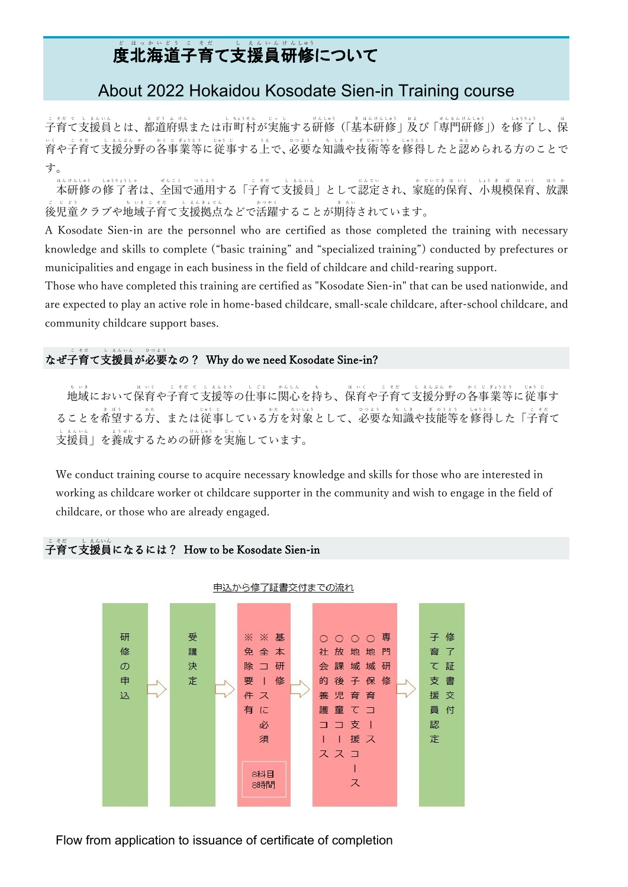# 度北海道子育て支援員研修について

## About 2022 Hokaidou Kosodate Sien-in Training course

子育て支援員とは、都道府県または市町村が実施する研修（「基本研修」及び「専門研修」）を修了し、保育や子育て支援分野の各事業等に従事する上で、必要な知識や技術等を修得したと認められる方のことです。

本研修の修了者は、全国で通用する「子育て支援員」として認定され、家庭的保育、小規模保育、放課後児童クラブや地域子育て支援拠点などで活躍することが期待されています。

A Kosodate Sien-in are the personnel who are certified as those completed the training with necessary knowledge and skills to complete (“basic training” and “specialized training”) conducted by prefectures or municipalities and engage in each business in the field of childcare and child-rearing support.

Those who have completed this training are certified as "Kosodate Sien-in" that can be used nationwide, and are expected to play an active role in home-based childcare, small-scale childcare, after-school childcare, and community childcare support bases.

## なぜ子育て支援員が必要なの？ Why do we need Kosodate Sine-in?

地域において保育や子育て支援等の仕事に関心を持ち、保育や子育て支援分野の各事業等に従事することを希望する方、または従事している方を対象として、必要な知識や技能等を修得した「子育て支援員」を養成するための研修を実施しています。

We conduct training course to acquire necessary knowledge and skills for those who are interested in working as childcare worker ot childcare supporter in the community and wish to engage in the field of childcare, or those who are already engaged.

## 子育て支援員になるには？ How to be Kosodate Sien-in

申込から修了証書交付までの流れ

研修の申込 ⇨ 受講決定 ⇨ 基本研修（※全コースに必須 ※免除要件有）8科目 8時間 ⇨ 専門研修（○地域保育コース ○地域子育て支援コース ○放課後児童コース ○社会的養護コース） ⇨ 修了証書交付 子育て支援員認定

Flow from application to issuance of certificate of completion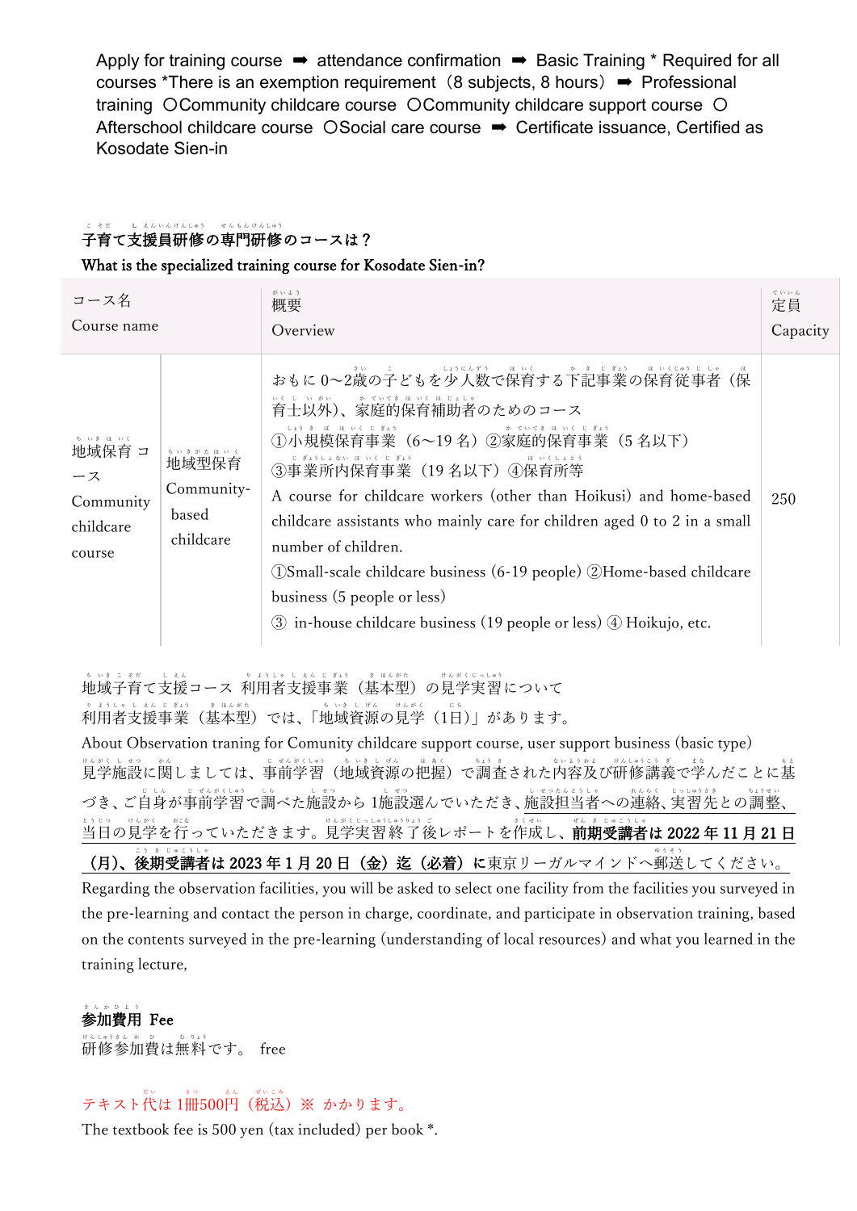Apply for training course ➡ attendance confirmation ➡ Basic Training * Required for all courses *There is an exemption requirement（8 subjects, 8 hours）➡ Professional training 〇Community childcare course 〇Community childcare support course 〇Afterschool childcare course 〇Social care course ➡ Certificate issuance, Certified as Kosodate Sien-in

## 子育て支援員研修の専門研修のコースは？

**What is the specialized training course for Kosodate Sien-in?**

| コース名<br>Course name | | 概要<br>Overview | 定員<br>Capacity |
|---|---|---|---|
| 地域保育コース<br>Community childcare course | 地域型保育<br>Community-based childcare | おもに0～2歳の子どもを少人数で保育する下記事業の保育従事者（保育士以外）、家庭的保育補助者のためのコース<br>①小規模保育事業（6～19名）②家庭的保育事業（5名以下）<br>③事業所内保育事業（19名以下）④保育所等<br>A course for childcare workers (other than Hoikusi) and home-based childcare assistants who mainly care for children aged 0 to 2 in a small number of children.<br>①Small-scale childcare business (6-19 people) ②Home-based childcare business (5 people or less)<br>③ in-house childcare business (19 people or less) ④ Hoikujo, etc. | 250 |

地域子育て支援コース 利用者支援事業（基本型）の見学実習について

利用者支援事業（基本型）では、「地域資源の見学（1日）」があります。

About Observation traning for Comunity childcare support course, user support business (basic type)

見学施設に関しましては、事前学習（地域資源の把握）で調査された内容及び研修講義で学んだことに基づき、ご自身が事前学習で調べた施設から1施設選んでいただき、施設担当者への連絡、実習先との調整、当日の見学を行っていただきます。見学実習終了後レポートを作成し、**前期受講者は2022年11月21日（月）、後期受講者は2023年1月20日（金）迄（必着）**に東京リーガルマインドへ郵送してください。

Regarding the observation facilities, you will be asked to select one facility from the facilities you surveyed in the pre-learning and contact the person in charge, coordinate, and participate in observation training, based on the contents surveyed in the pre-learning (understanding of local resources) and what you learned in the training lecture,

**参加費用 Fee**

研修参加費は無料です。 free

テキスト代は1冊500円（税込）※ かかります。

The textbook fee is 500 yen (tax included) per book *.